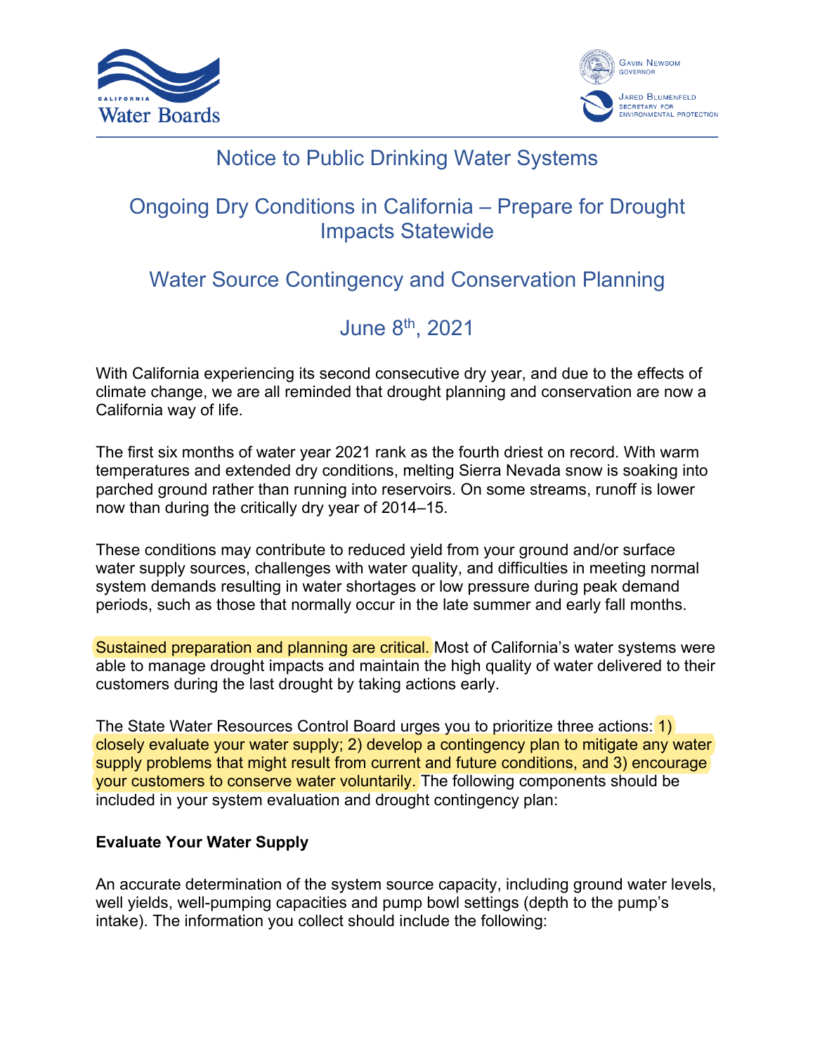# Notice to Public Drinking Water Systems

## Ongoing Dry Conditions in California – Prepare for Drought Impacts Statewide

## Water Source Contingency and Conservation Planning

## June 8th, 2021

With California experiencing its second consecutive dry year, and due to the effects of climate change, we are all reminded that drought planning and conservation are now a California way of life.

The first six months of water year 2021 rank as the fourth driest on record. With warm temperatures and extended dry conditions, melting Sierra Nevada snow is soaking into parched ground rather than running into reservoirs. On some streams, runoff is lower now than during the critically dry year of 2014–15.

These conditions may contribute to reduced yield from your ground and/or surface water supply sources, challenges with water quality, and difficulties in meeting normal system demands resulting in water shortages or low pressure during peak demand periods, such as those that normally occur in the late summer and early fall months.

Sustained preparation and planning are critical. Most of California's water systems were able to manage drought impacts and maintain the high quality of water delivered to their customers during the last drought by taking actions early.

The State Water Resources Control Board urges you to prioritize three actions: 1) closely evaluate your water supply; 2) develop a contingency plan to mitigate any water supply problems that might result from current and future conditions, and 3) encourage your customers to conserve water voluntarily. The following components should be included in your system evaluation and drought contingency plan:

**Evaluate Your Water Supply**

An accurate determination of the system source capacity, including ground water levels, well yields, well-pumping capacities and pump bowl settings (depth to the pump's intake). The information you collect should include the following: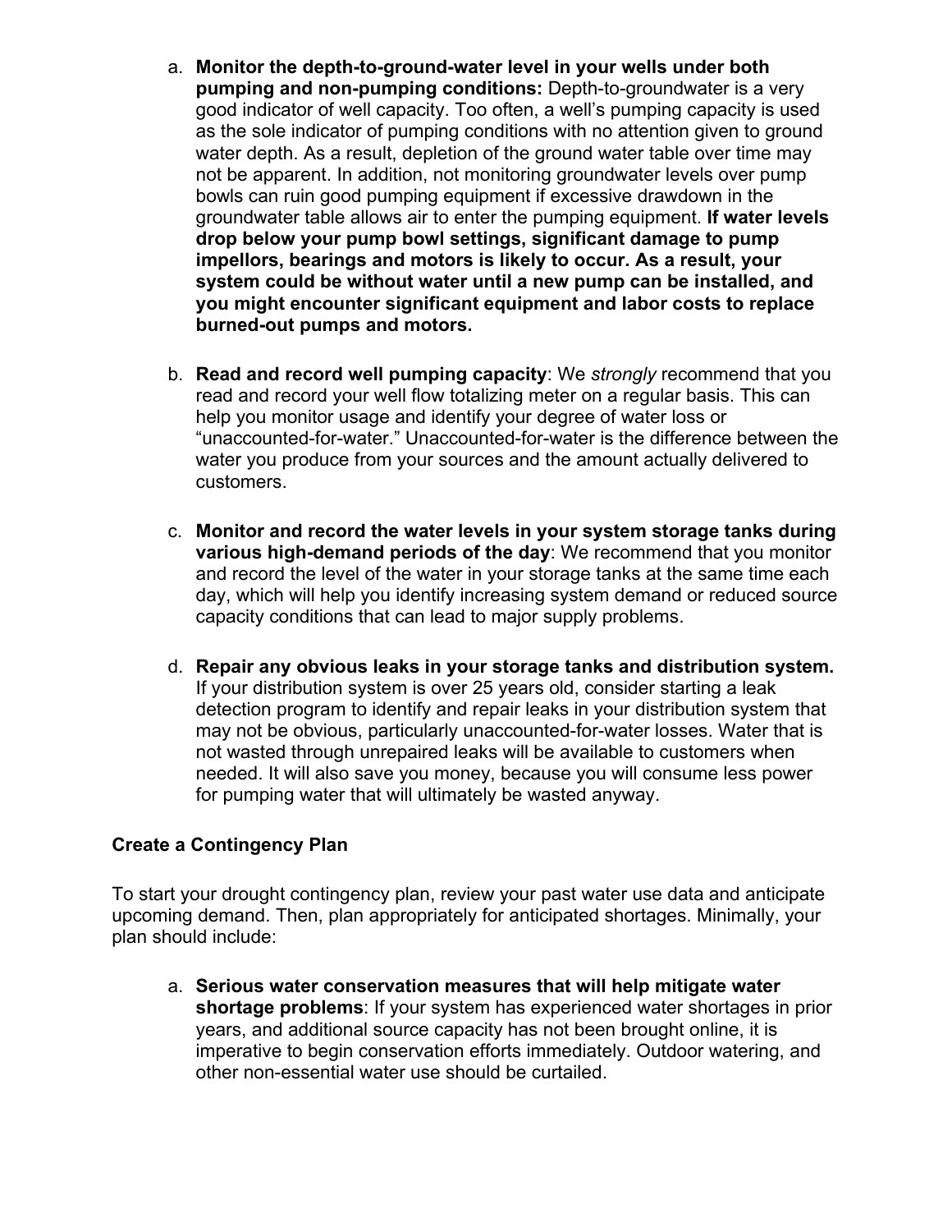a. **Monitor the depth-to-ground-water level in your wells under both pumping and non-pumping conditions:** Depth-to-groundwater is a very good indicator of well capacity. Too often, a well's pumping capacity is used as the sole indicator of pumping conditions with no attention given to ground water depth. As a result, depletion of the ground water table over time may not be apparent. In addition, not monitoring groundwater levels over pump bowls can ruin good pumping equipment if excessive drawdown in the groundwater table allows air to enter the pumping equipment. **If water levels drop below your pump bowl settings, significant damage to pump impellors, bearings and motors is likely to occur. As a result, your system could be without water until a new pump can be installed, and you might encounter significant equipment and labor costs to replace burned-out pumps and motors.**

b. **Read and record well pumping capacity**: We *strongly* recommend that you read and record your well flow totalizing meter on a regular basis. This can help you monitor usage and identify your degree of water loss or "unaccounted-for-water." Unaccounted-for-water is the difference between the water you produce from your sources and the amount actually delivered to customers.

c. **Monitor and record the water levels in your system storage tanks during various high-demand periods of the day**: We recommend that you monitor and record the level of the water in your storage tanks at the same time each day, which will help you identify increasing system demand or reduced source capacity conditions that can lead to major supply problems.

d. **Repair any obvious leaks in your storage tanks and distribution system.** If your distribution system is over 25 years old, consider starting a leak detection program to identify and repair leaks in your distribution system that may not be obvious, particularly unaccounted-for-water losses. Water that is not wasted through unrepaired leaks will be available to customers when needed. It will also save you money, because you will consume less power for pumping water that will ultimately be wasted anyway.

**Create a Contingency Plan**

To start your drought contingency plan, review your past water use data and anticipate upcoming demand. Then, plan appropriately for anticipated shortages. Minimally, your plan should include:

a. **Serious water conservation measures that will help mitigate water shortage problems**: If your system has experienced water shortages in prior years, and additional source capacity has not been brought online, it is imperative to begin conservation efforts immediately. Outdoor watering, and other non-essential water use should be curtailed.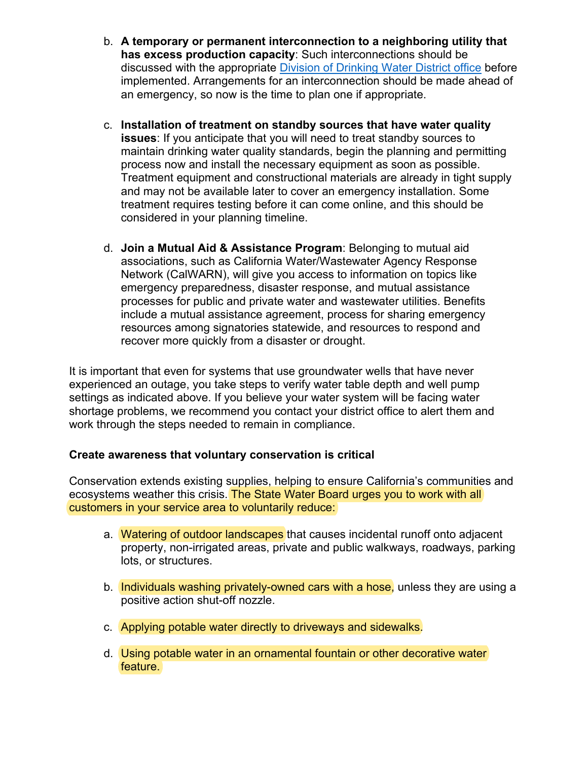b. **A temporary or permanent interconnection to a neighboring utility that has excess production capacity**: Such interconnections should be discussed with the appropriate [Division of Drinking Water District office](#) before implemented. Arrangements for an interconnection should be made ahead of an emergency, so now is the time to plan one if appropriate.

c. **Installation of treatment on standby sources that have water quality issues**: If you anticipate that you will need to treat standby sources to maintain drinking water quality standards, begin the planning and permitting process now and install the necessary equipment as soon as possible. Treatment equipment and constructional materials are already in tight supply and may not be available later to cover an emergency installation. Some treatment requires testing before it can come online, and this should be considered in your planning timeline.

d. **Join a Mutual Aid & Assistance Program**: Belonging to mutual aid associations, such as California Water/Wastewater Agency Response Network (CalWARN), will give you access to information on topics like emergency preparedness, disaster response, and mutual assistance processes for public and private water and wastewater utilities. Benefits include a mutual assistance agreement, process for sharing emergency resources among signatories statewide, and resources to respond and recover more quickly from a disaster or drought.

It is important that even for systems that use groundwater wells that have never experienced an outage, you take steps to verify water table depth and well pump settings as indicated above. If you believe your water system will be facing water shortage problems, we recommend you contact your district office to alert them and work through the steps needed to remain in compliance.

**Create awareness that voluntary conservation is critical**

Conservation extends existing supplies, helping to ensure California's communities and ecosystems weather this crisis. The State Water Board urges you to work with all customers in your service area to voluntarily reduce:

a. Watering of outdoor landscapes that causes incidental runoff onto adjacent property, non-irrigated areas, private and public walkways, roadways, parking lots, or structures.

b. Individuals washing privately-owned cars with a hose, unless they are using a positive action shut-off nozzle.

c. Applying potable water directly to driveways and sidewalks.

d. Using potable water in an ornamental fountain or other decorative water feature.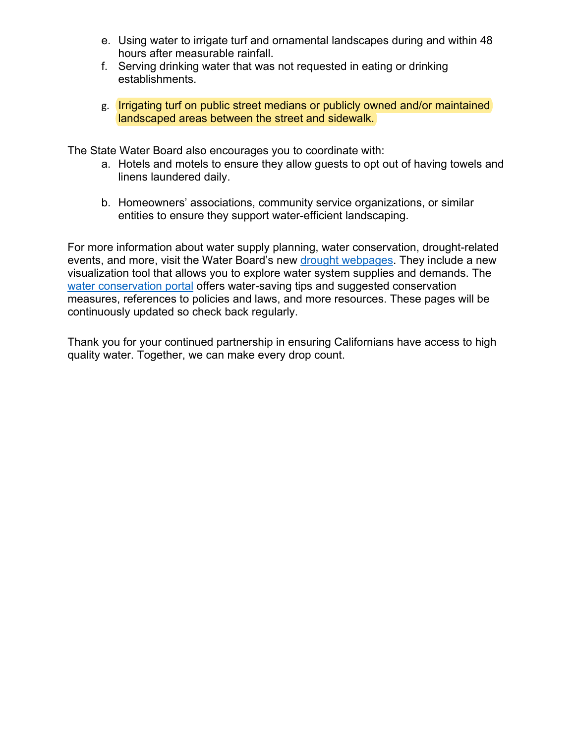e. Using water to irrigate turf and ornamental landscapes during and within 48 hours after measurable rainfall.
f. Serving drinking water that was not requested in eating or drinking establishments.
g. Irrigating turf on public street medians or publicly owned and/or maintained landscaped areas between the street and sidewalk.

The State Water Board also encourages you to coordinate with:

a. Hotels and motels to ensure they allow guests to opt out of having towels and linens laundered daily.
b. Homeowners' associations, community service organizations, or similar entities to ensure they support water-efficient landscaping.

For more information about water supply planning, water conservation, drought-related events, and more, visit the Water Board's new drought webpages. They include a new visualization tool that allows you to explore water system supplies and demands. The water conservation portal offers water-saving tips and suggested conservation measures, references to policies and laws, and more resources. These pages will be continuously updated so check back regularly.

Thank you for your continued partnership in ensuring Californians have access to high quality water. Together, we can make every drop count.